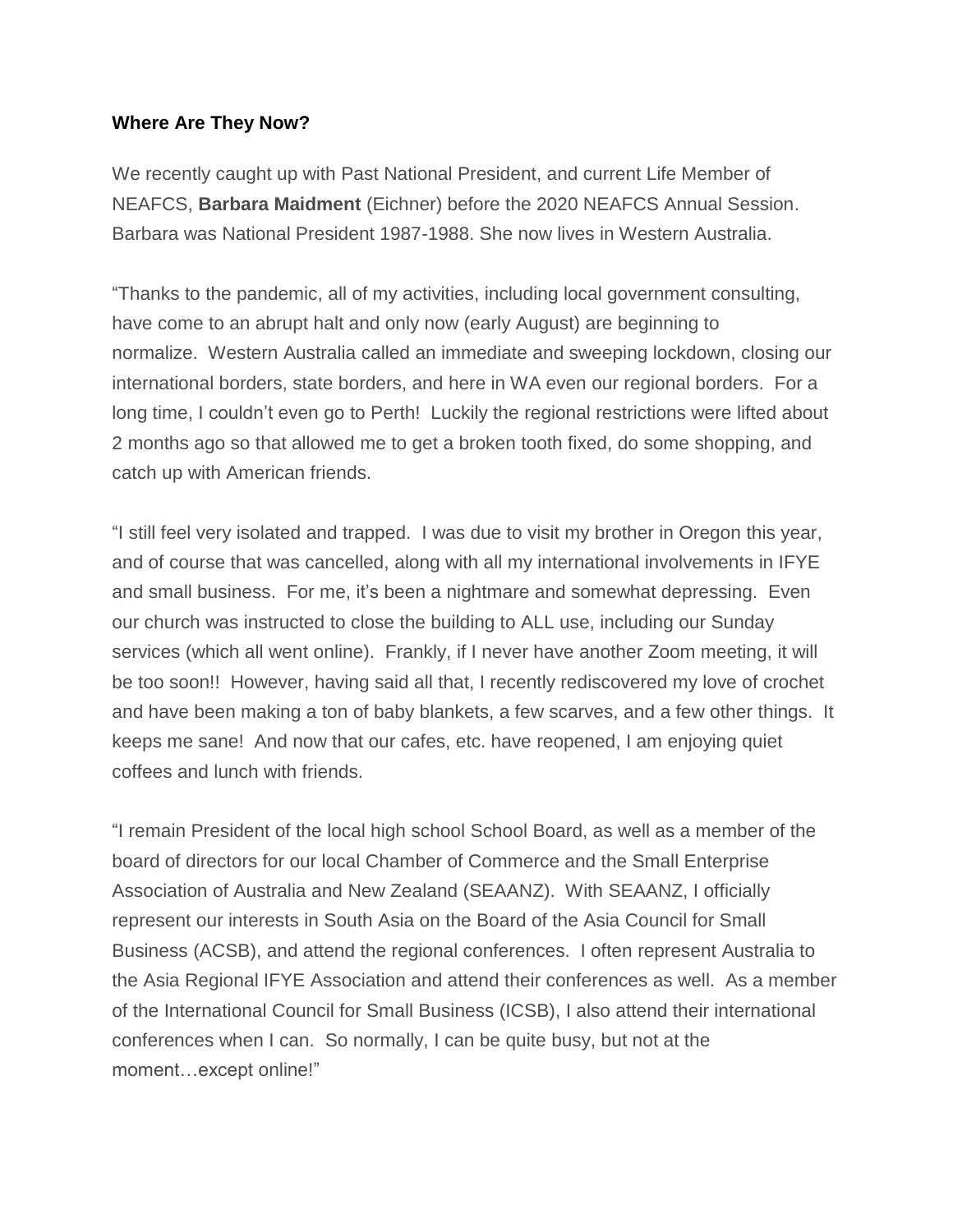**Where Are They Now?**

We recently caught up with Past National President, and current Life Member of NEAFCS, **Barbara Maidment** (Eichner) before the 2020 NEAFCS Annual Session. Barbara was National President 1987-1988. She now lives in Western Australia.

"Thanks to the pandemic, all of my activities, including local government consulting, have come to an abrupt halt and only now (early August) are beginning to normalize.  Western Australia called an immediate and sweeping lockdown, closing our international borders, state borders, and here in WA even our regional borders.  For a long time, I couldn't even go to Perth!  Luckily the regional restrictions were lifted about 2 months ago so that allowed me to get a broken tooth fixed, do some shopping, and catch up with American friends.

"I still feel very isolated and trapped.  I was due to visit my brother in Oregon this year, and of course that was cancelled, along with all my international involvements in IFYE and small business.  For me, it's been a nightmare and somewhat depressing.  Even our church was instructed to close the building to ALL use, including our Sunday services (which all went online).  Frankly, if I never have another Zoom meeting, it will be too soon!!  However, having said all that, I recently rediscovered my love of crochet and have been making a ton of baby blankets, a few scarves, and a few other things.  It keeps me sane!  And now that our cafes, etc. have reopened, I am enjoying quiet coffees and lunch with friends.

"I remain President of the local high school School Board, as well as a member of the board of directors for our local Chamber of Commerce and the Small Enterprise Association of Australia and New Zealand (SEAANZ).  With SEAANZ, I officially represent our interests in South Asia on the Board of the Asia Council for Small Business (ACSB), and attend the regional conferences.  I often represent Australia to the Asia Regional IFYE Association and attend their conferences as well.  As a member of the International Council for Small Business (ICSB), I also attend their international conferences when I can.  So normally, I can be quite busy, but not at the moment…except online!"